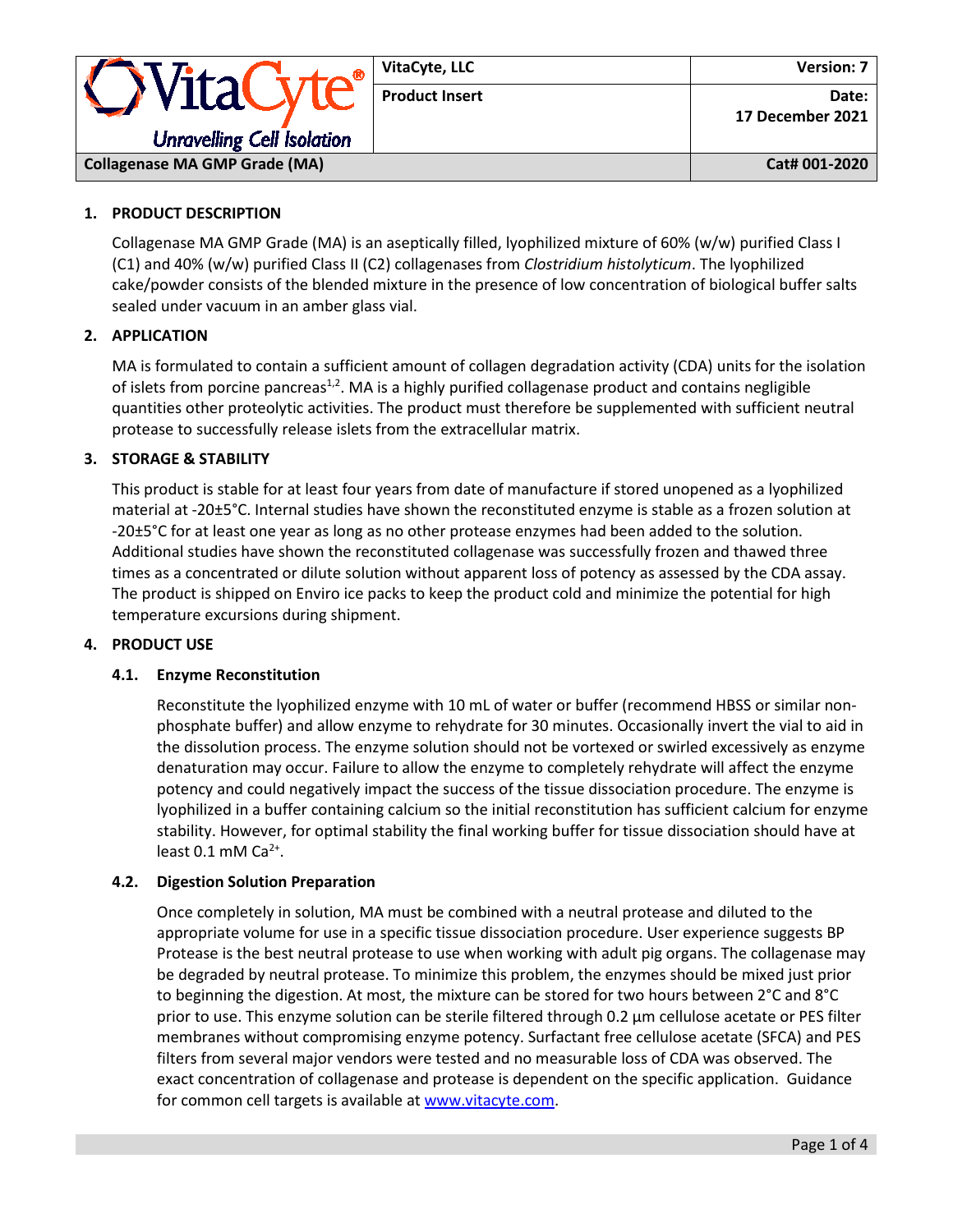| VitaCyte® Unravelling Cell Isolation | VitaCyte, LLC | Version: 7 |
|---|---|---|
| | Product Insert | Date: 17 December 2021 |
| Collagenase MA GMP Grade (MA) | | Cat# 001-2020 |

## 1. PRODUCT DESCRIPTION

Collagenase MA GMP Grade (MA) is an aseptically filled, lyophilized mixture of 60% (w/w) purified Class I (C1) and 40% (w/w) purified Class II (C2) collagenases from *Clostridium histolyticum*. The lyophilized cake/powder consists of the blended mixture in the presence of low concentration of biological buffer salts sealed under vacuum in an amber glass vial.

## 2. APPLICATION

MA is formulated to contain a sufficient amount of collagen degradation activity (CDA) units for the isolation of islets from porcine pancreas[1,2]. MA is a highly purified collagenase product and contains negligible quantities other proteolytic activities. The product must therefore be supplemented with sufficient neutral protease to successfully release islets from the extracellular matrix.

## 3. STORAGE & STABILITY

This product is stable for at least four years from date of manufacture if stored unopened as a lyophilized material at -20±5°C. Internal studies have shown the reconstituted enzyme is stable as a frozen solution at -20±5°C for at least one year as long as no other protease enzymes had been added to the solution. Additional studies have shown the reconstituted collagenase was successfully frozen and thawed three times as a concentrated or dilute solution without apparent loss of potency as assessed by the CDA assay. The product is shipped on Enviro ice packs to keep the product cold and minimize the potential for high temperature excursions during shipment.

## 4. PRODUCT USE

### 4.1. Enzyme Reconstitution

Reconstitute the lyophilized enzyme with 10 mL of water or buffer (recommend HBSS or similar non-phosphate buffer) and allow enzyme to rehydrate for 30 minutes. Occasionally invert the vial to aid in the dissolution process. The enzyme solution should not be vortexed or swirled excessively as enzyme denaturation may occur. Failure to allow the enzyme to completely rehydrate will affect the enzyme potency and could negatively impact the success of the tissue dissociation procedure. The enzyme is lyophilized in a buffer containing calcium so the initial reconstitution has sufficient calcium for enzyme stability. However, for optimal stability the final working buffer for tissue dissociation should have at least 0.1 mM $Ca^{2+}$.

### 4.2. Digestion Solution Preparation

Once completely in solution, MA must be combined with a neutral protease and diluted to the appropriate volume for use in a specific tissue dissociation procedure. User experience suggests BP Protease is the best neutral protease to use when working with adult pig organs. The collagenase may be degraded by neutral protease. To minimize this problem, the enzymes should be mixed just prior to beginning the digestion. At most, the mixture can be stored for two hours between 2°C and 8°C prior to use. This enzyme solution can be sterile filtered through 0.2 µm cellulose acetate or PES filter membranes without compromising enzyme potency. Surfactant free cellulose acetate (SFCA) and PES filters from several major vendors were tested and no measurable loss of CDA was observed. The exact concentration of collagenase and protease is dependent on the specific application. Guidance for common cell targets is available at [www.vitacyte.com](www.vitacyte.com).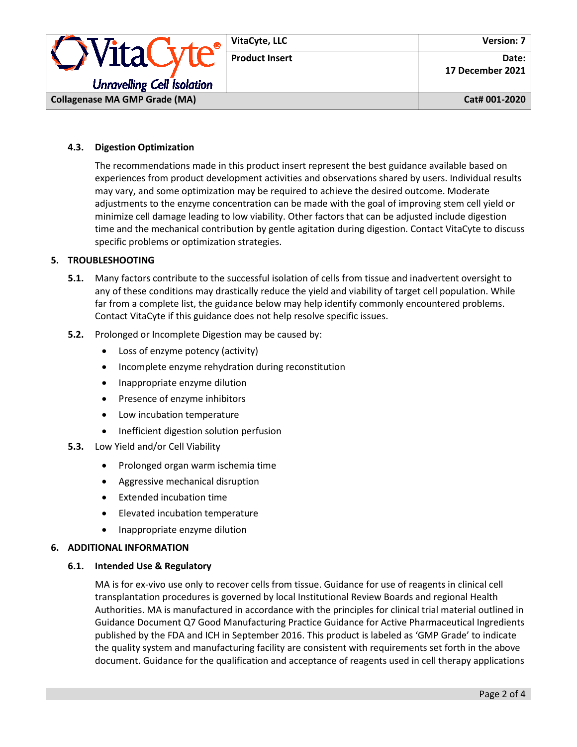### 4.3. Digestion Optimization

The recommendations made in this product insert represent the best guidance available based on experiences from product development activities and observations shared by users. Individual results may vary, and some optimization may be required to achieve the desired outcome. Moderate adjustments to the enzyme concentration can be made with the goal of improving stem cell yield or minimize cell damage leading to low viability. Other factors that can be adjusted include digestion time and the mechanical contribution by gentle agitation during digestion. Contact VitaCyte to discuss specific problems or optimization strategies.

## 5. TROUBLESHOOTING

**5.1.** Many factors contribute to the successful isolation of cells from tissue and inadvertent oversight to any of these conditions may drastically reduce the yield and viability of target cell population. While far from a complete list, the guidance below may help identify commonly encountered problems. Contact VitaCyte if this guidance does not help resolve specific issues.

**5.2.** Prolonged or Incomplete Digestion may be caused by:

- Loss of enzyme potency (activity)
- Incomplete enzyme rehydration during reconstitution
- Inappropriate enzyme dilution
- Presence of enzyme inhibitors
- Low incubation temperature
- Inefficient digestion solution perfusion

**5.3.** Low Yield and/or Cell Viability

- Prolonged organ warm ischemia time
- Aggressive mechanical disruption
- Extended incubation time
- Elevated incubation temperature
- Inappropriate enzyme dilution

## 6. ADDITIONAL INFORMATION

### 6.1. Intended Use & Regulatory

MA is for ex-vivo use only to recover cells from tissue. Guidance for use of reagents in clinical cell transplantation procedures is governed by local Institutional Review Boards and regional Health Authorities. MA is manufactured in accordance with the principles for clinical trial material outlined in Guidance Document Q7 Good Manufacturing Practice Guidance for Active Pharmaceutical Ingredients published by the FDA and ICH in September 2016. This product is labeled as 'GMP Grade' to indicate the quality system and manufacturing facility are consistent with requirements set forth in the above document. Guidance for the qualification and acceptance of reagents used in cell therapy applications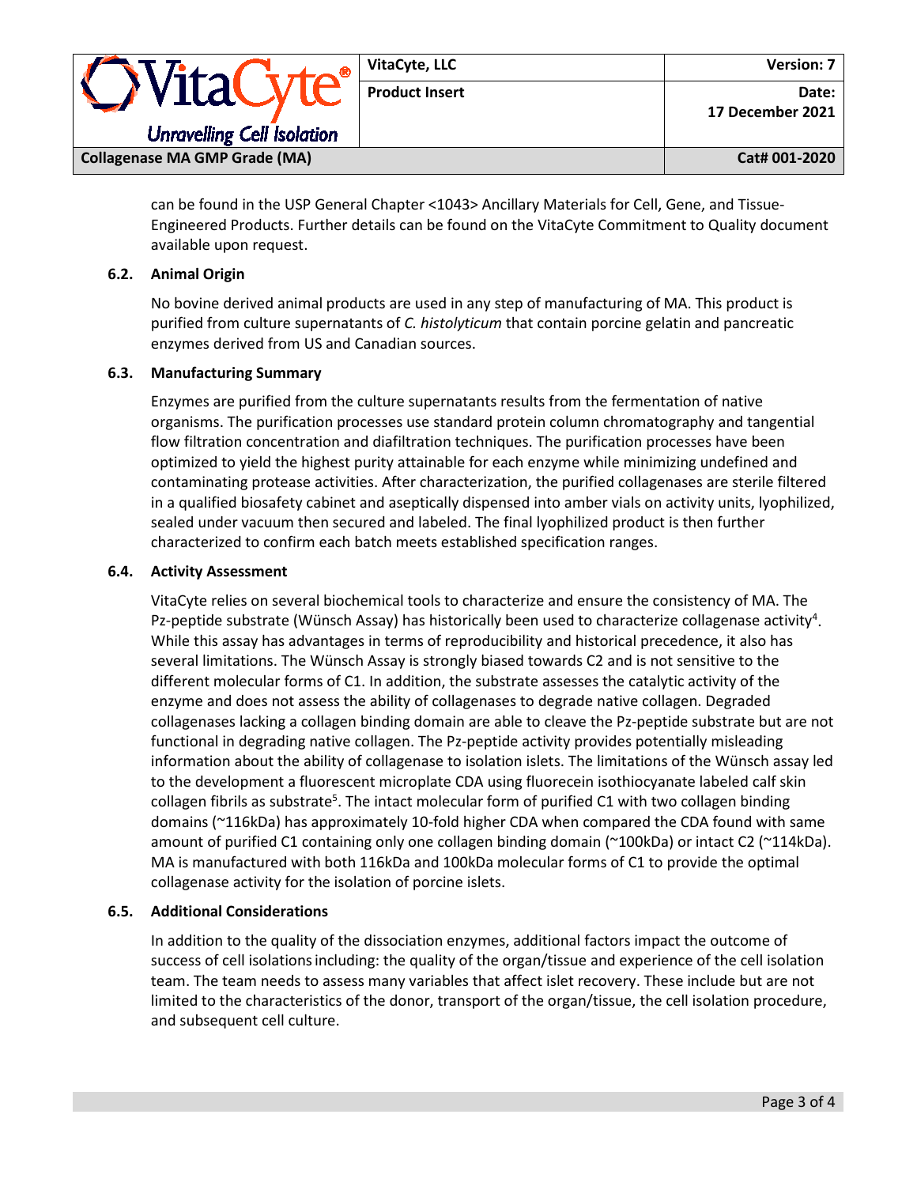can be found in the USP General Chapter <1043> Ancillary Materials for Cell, Gene, and Tissue-Engineered Products. Further details can be found on the VitaCyte Commitment to Quality document available upon request.

### 6.2. Animal Origin

No bovine derived animal products are used in any step of manufacturing of MA. This product is purified from culture supernatants of *C. histolyticum* that contain porcine gelatin and pancreatic enzymes derived from US and Canadian sources.

### 6.3. Manufacturing Summary

Enzymes are purified from the culture supernatants results from the fermentation of native organisms. The purification processes use standard protein column chromatography and tangential flow filtration concentration and diafiltration techniques. The purification processes have been optimized to yield the highest purity attainable for each enzyme while minimizing undefined and contaminating protease activities. After characterization, the purified collagenases are sterile filtered in a qualified biosafety cabinet and aseptically dispensed into amber vials on activity units, lyophilized, sealed under vacuum then secured and labeled. The final lyophilized product is then further characterized to confirm each batch meets established specification ranges.

### 6.4. Activity Assessment

VitaCyte relies on several biochemical tools to characterize and ensure the consistency of MA. The Pz-peptide substrate (Wünsch Assay) has historically been used to characterize collagenase activity[4]. While this assay has advantages in terms of reproducibility and historical precedence, it also has several limitations. The Wünsch Assay is strongly biased towards C2 and is not sensitive to the different molecular forms of C1. In addition, the substrate assesses the catalytic activity of the enzyme and does not assess the ability of collagenases to degrade native collagen. Degraded collagenases lacking a collagen binding domain are able to cleave the Pz-peptide substrate but are not functional in degrading native collagen. The Pz-peptide activity provides potentially misleading information about the ability of collagenase to isolation islets. The limitations of the Wünsch assay led to the development a fluorescent microplate CDA using fluorecein isothiocyanate labeled calf skin collagen fibrils as substrate[5]. The intact molecular form of purified C1 with two collagen binding domains (~116kDa) has approximately 10-fold higher CDA when compared the CDA found with same amount of purified C1 containing only one collagen binding domain (~100kDa) or intact C2 (~114kDa). MA is manufactured with both 116kDa and 100kDa molecular forms of C1 to provide the optimal collagenase activity for the isolation of porcine islets.

### 6.5. Additional Considerations

In addition to the quality of the dissociation enzymes, additional factors impact the outcome of success of cell isolations including: the quality of the organ/tissue and experience of the cell isolation team. The team needs to assess many variables that affect islet recovery. These include but are not limited to the characteristics of the donor, transport of the organ/tissue, the cell isolation procedure, and subsequent cell culture.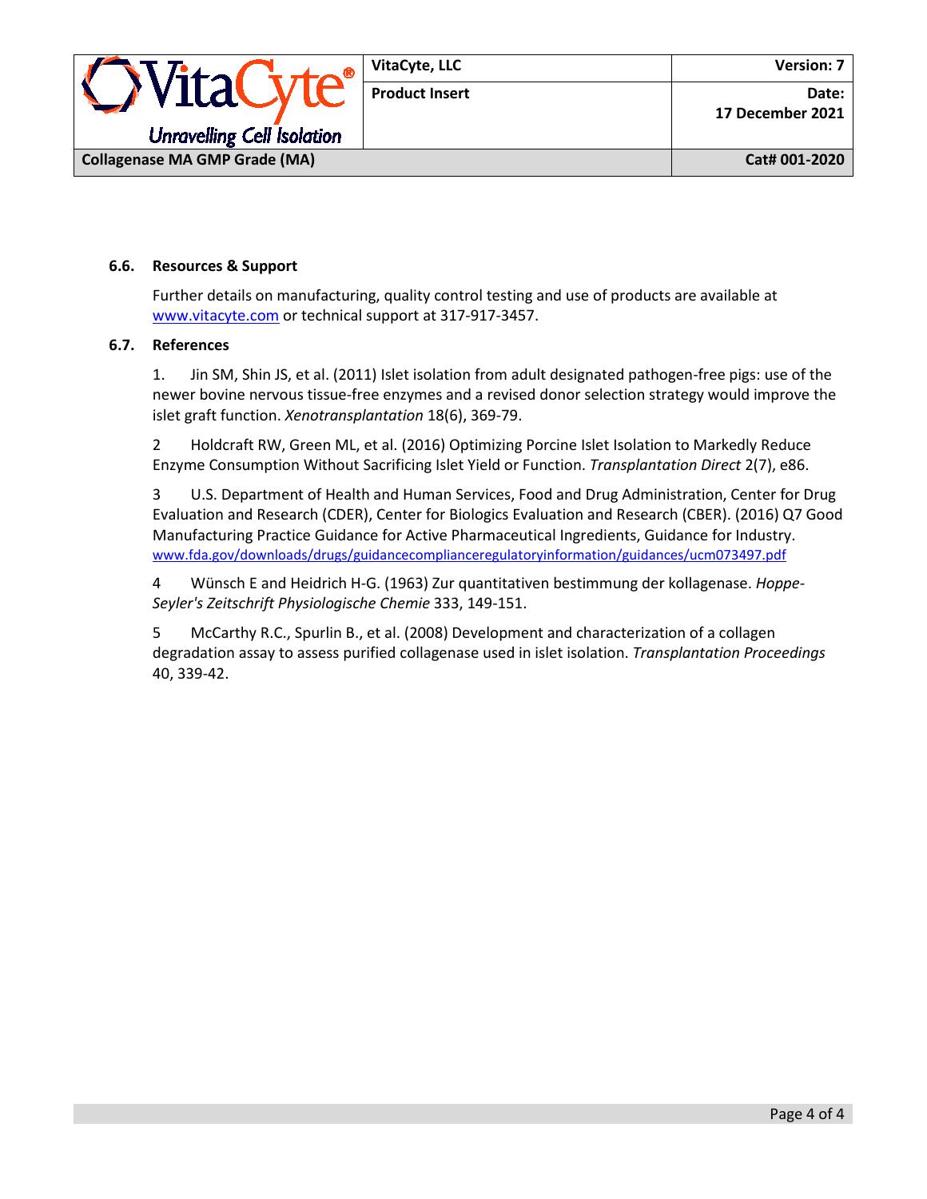### 6.6. Resources & Support

Further details on manufacturing, quality control testing and use of products are available at [www.vitacyte.com](http://www.vitacyte.com) or technical support at 317-917-3457.

### 6.7. References

1. Jin SM, Shin JS, et al. (2011) Islet isolation from adult designated pathogen-free pigs: use of the newer bovine nervous tissue-free enzymes and a revised donor selection strategy would improve the islet graft function. *Xenotransplantation* 18(6), 369-79.

2 Holdcraft RW, Green ML, et al. (2016) Optimizing Porcine Islet Isolation to Markedly Reduce Enzyme Consumption Without Sacrificing Islet Yield or Function. *Transplantation Direct* 2(7), e86.

3 U.S. Department of Health and Human Services, Food and Drug Administration, Center for Drug Evaluation and Research (CDER), Center for Biologics Evaluation and Research (CBER). (2016) Q7 Good Manufacturing Practice Guidance for Active Pharmaceutical Ingredients, Guidance for Industry. [www.fda.gov/downloads/drugs/guidancecomplianceregulatoryinformation/guidances/ucm073497.pdf](http://www.fda.gov/downloads/drugs/guidancecomplianceregulatoryinformation/guidances/ucm073497.pdf)

4 Wünsch E and Heidrich H-G. (1963) Zur quantitativen bestimmung der kollagenase. *Hoppe-Seyler's Zeitschrift Physiologische Chemie* 333, 149-151.

5 McCarthy R.C., Spurlin B., et al. (2008) Development and characterization of a collagen degradation assay to assess purified collagenase used in islet isolation. *Transplantation Proceedings* 40, 339-42.